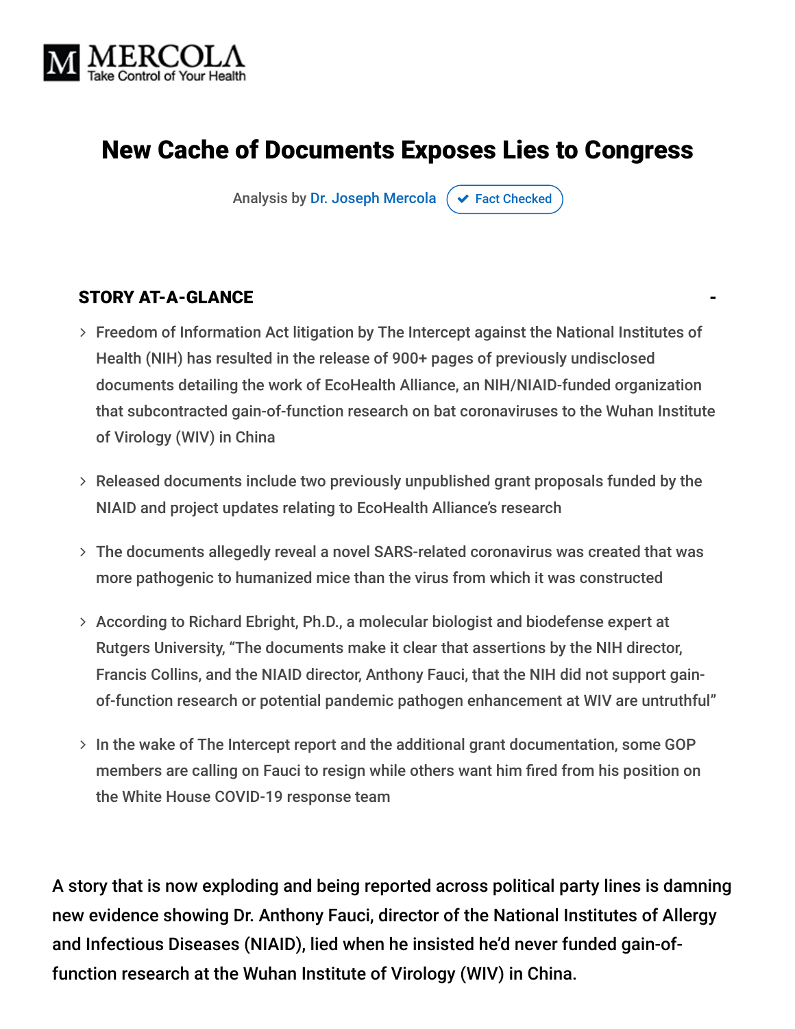MERCOLA
Take Control of Your Health

# New Cache of Documents Exposes Lies to Congress

Analysis by Dr. Joseph Mercola ✔ Fact Checked

**STORY AT-A-GLANCE**

- Freedom of Information Act litigation by The Intercept against the National Institutes of Health (NIH) has resulted in the release of 900+ pages of previously undisclosed documents detailing the work of EcoHealth Alliance, an NIH/NIAID-funded organization that subcontracted gain-of-function research on bat coronaviruses to the Wuhan Institute of Virology (WIV) in China
- Released documents include two previously unpublished grant proposals funded by the NIAID and project updates relating to EcoHealth Alliance's research
- The documents allegedly reveal a novel SARS-related coronavirus was created that was more pathogenic to humanized mice than the virus from which it was constructed
- According to Richard Ebright, Ph.D., a molecular biologist and biodefense expert at Rutgers University, "The documents make it clear that assertions by the NIH director, Francis Collins, and the NIAID director, Anthony Fauci, that the NIH did not support gain-of-function research or potential pandemic pathogen enhancement at WIV are untruthful"
- In the wake of The Intercept report and the additional grant documentation, some GOP members are calling on Fauci to resign while others want him fired from his position on the White House COVID-19 response team

A story that is now exploding and being reported across political party lines is damning new evidence showing Dr. Anthony Fauci, director of the National Institutes of Allergy and Infectious Diseases (NIAID), lied when he insisted he'd never funded gain-of-function research at the Wuhan Institute of Virology (WIV) in China.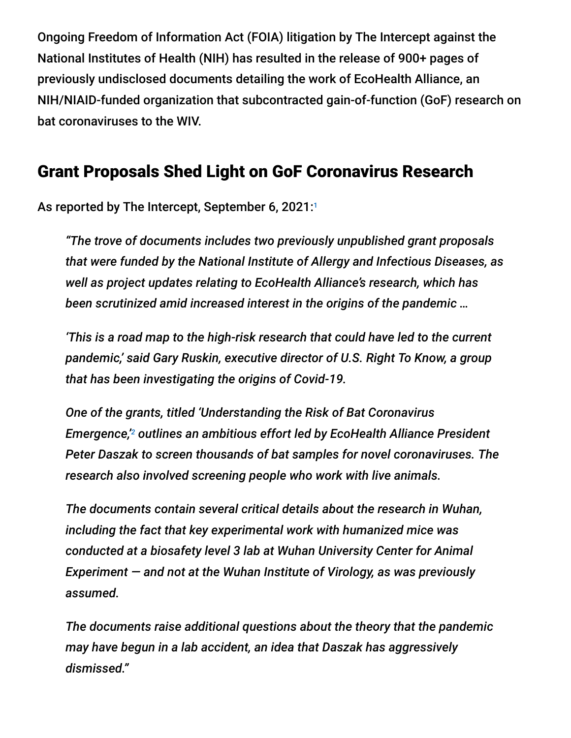Ongoing Freedom of Information Act (FOIA) litigation by The Intercept against the National Institutes of Health (NIH) has resulted in the release of 900+ pages of previously undisclosed documents detailing the work of EcoHealth Alliance, an NIH/NIAID-funded organization that subcontracted gain-of-function (GoF) research on bat coronaviruses to the WIV.

## Grant Proposals Shed Light on GoF Coronavirus Research

As reported by The Intercept, September 6, 2021:[1]

> *"The trove of documents includes two previously unpublished grant proposals that were funded by the National Institute of Allergy and Infectious Diseases, as well as project updates relating to EcoHealth Alliance's research, which has been scrutinized amid increased interest in the origins of the pandemic …*
>
> *'This is a road map to the high-risk research that could have led to the current pandemic,' said Gary Ruskin, executive director of U.S. Right To Know, a group that has been investigating the origins of Covid-19.*
>
> *One of the grants, titled 'Understanding the Risk of Bat Coronavirus Emergence,'[2] outlines an ambitious effort led by EcoHealth Alliance President Peter Daszak to screen thousands of bat samples for novel coronaviruses. The research also involved screening people who work with live animals.*
>
> *The documents contain several critical details about the research in Wuhan, including the fact that key experimental work with humanized mice was conducted at a biosafety level 3 lab at Wuhan University Center for Animal Experiment — and not at the Wuhan Institute of Virology, as was previously assumed.*
>
> *The documents raise additional questions about the theory that the pandemic may have begun in a lab accident, an idea that Daszak has aggressively dismissed."*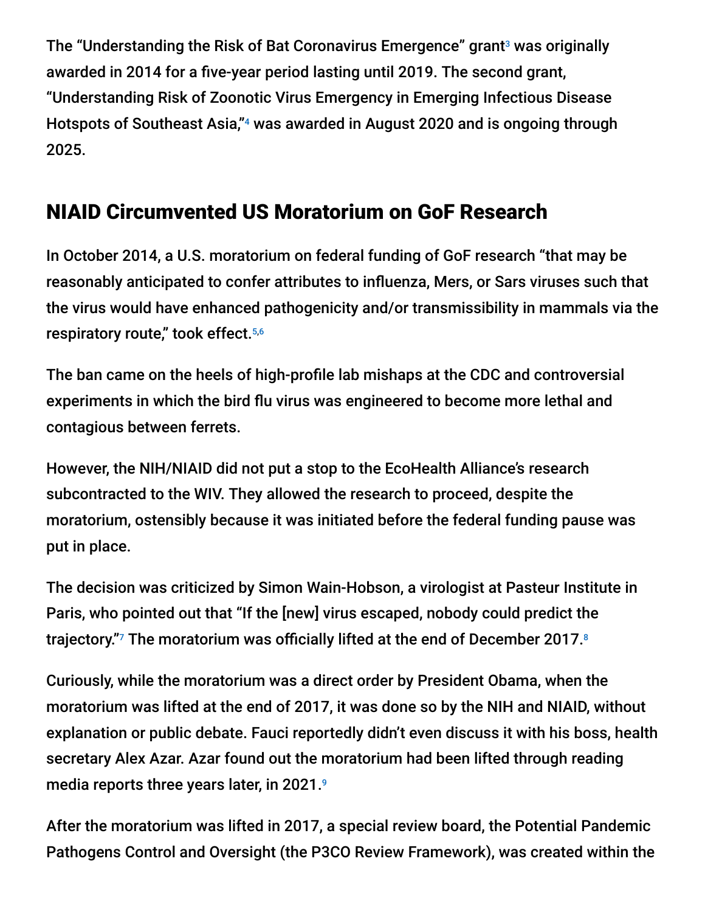The "Understanding the Risk of Bat Coronavirus Emergence" grant[3] was originally awarded in 2014 for a five-year period lasting until 2019. The second grant, "Understanding Risk of Zoonotic Virus Emergency in Emerging Infectious Disease Hotspots of Southeast Asia,"[4] was awarded in August 2020 and is ongoing through 2025.

## NIAID Circumvented US Moratorium on GoF Research

In October 2014, a U.S. moratorium on federal funding of GoF research "that may be reasonably anticipated to confer attributes to influenza, Mers, or Sars viruses such that the virus would have enhanced pathogenicity and/or transmissibility in mammals via the respiratory route," took effect.[5,6]

The ban came on the heels of high-profile lab mishaps at the CDC and controversial experiments in which the bird flu virus was engineered to become more lethal and contagious between ferrets.

However, the NIH/NIAID did not put a stop to the EcoHealth Alliance's research subcontracted to the WIV. They allowed the research to proceed, despite the moratorium, ostensibly because it was initiated before the federal funding pause was put in place.

The decision was criticized by Simon Wain-Hobson, a virologist at Pasteur Institute in Paris, who pointed out that "If the [new] virus escaped, nobody could predict the trajectory."[7] The moratorium was officially lifted at the end of December 2017.[8]

Curiously, while the moratorium was a direct order by President Obama, when the moratorium was lifted at the end of 2017, it was done so by the NIH and NIAID, without explanation or public debate. Fauci reportedly didn't even discuss it with his boss, health secretary Alex Azar. Azar found out the moratorium had been lifted through reading media reports three years later, in 2021.[9]

After the moratorium was lifted in 2017, a special review board, the Potential Pandemic Pathogens Control and Oversight (the P3CO Review Framework), was created within the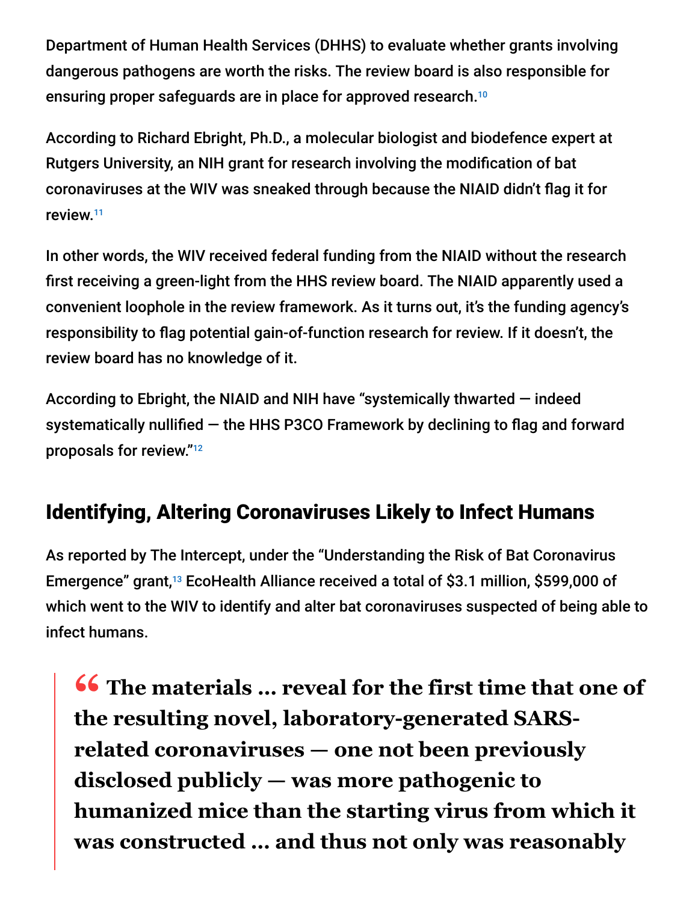Department of Human Health Services (DHHS) to evaluate whether grants involving dangerous pathogens are worth the risks. The review board is also responsible for ensuring proper safeguards are in place for approved research.[10]

According to Richard Ebright, Ph.D., a molecular biologist and biodefence expert at Rutgers University, an NIH grant for research involving the modification of bat coronaviruses at the WIV was sneaked through because the NIAID didn't flag it for review.[11]

In other words, the WIV received federal funding from the NIAID without the research first receiving a green-light from the HHS review board. The NIAID apparently used a convenient loophole in the review framework. As it turns out, it's the funding agency's responsibility to flag potential gain-of-function research for review. If it doesn't, the review board has no knowledge of it.

According to Ebright, the NIAID and NIH have "systemically thwarted — indeed systematically nullified — the HHS P3CO Framework by declining to flag and forward proposals for review."[12]

## Identifying, Altering Coronaviruses Likely to Infect Humans

As reported by The Intercept, under the "Understanding the Risk of Bat Coronavirus Emergence" grant,[13] EcoHealth Alliance received a total of $3.1 million, $599,000 of which went to the WIV to identify and alter bat coronaviruses suspected of being able to infect humans.

> **"The materials … reveal for the first time that one of the resulting novel, laboratory-generated SARS-related coronaviruses — one not been previously disclosed publicly — was more pathogenic to humanized mice than the starting virus from which it was constructed … and thus not only was reasonably**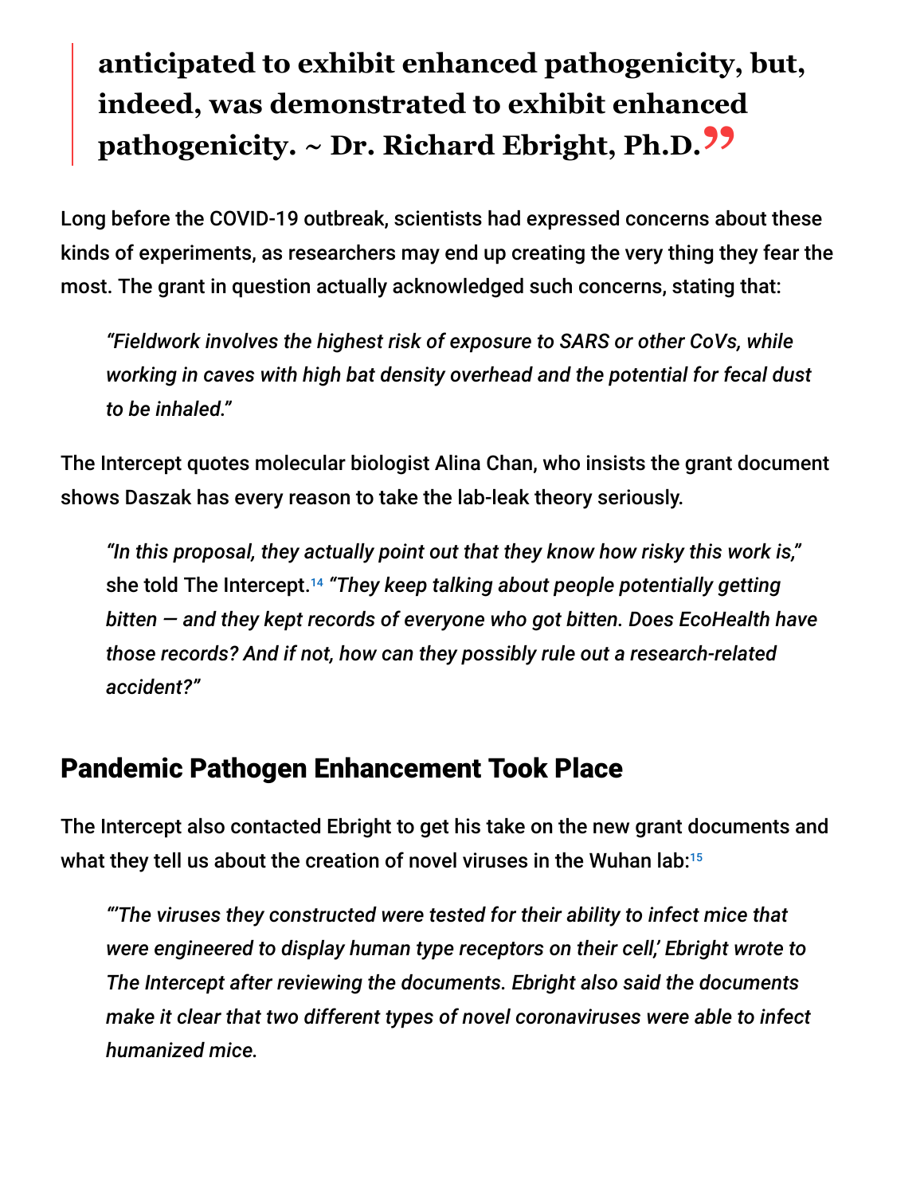> **anticipated to exhibit enhanced pathogenicity, but, indeed, was demonstrated to exhibit enhanced pathogenicity. ~ Dr. Richard Ebright, Ph.D.**

Long before the COVID-19 outbreak, scientists had expressed concerns about these kinds of experiments, as researchers may end up creating the very thing they fear the most. The grant in question actually acknowledged such concerns, stating that:

> *"Fieldwork involves the highest risk of exposure to SARS or other CoVs, while working in caves with high bat density overhead and the potential for fecal dust to be inhaled."*

The Intercept quotes molecular biologist Alina Chan, who insists the grant document shows Daszak has every reason to take the lab-leak theory seriously.

> *"In this proposal, they actually point out that they know how risky this work is,"* she told The Intercept.[14] *"They keep talking about people potentially getting bitten — and they kept records of everyone who got bitten. Does EcoHealth have those records? And if not, how can they possibly rule out a research-related accident?"*

## Pandemic Pathogen Enhancement Took Place

The Intercept also contacted Ebright to get his take on the new grant documents and what they tell us about the creation of novel viruses in the Wuhan lab:[15]

> *"'The viruses they constructed were tested for their ability to infect mice that were engineered to display human type receptors on their cell,' Ebright wrote to The Intercept after reviewing the documents. Ebright also said the documents make it clear that two different types of novel coronaviruses were able to infect humanized mice.*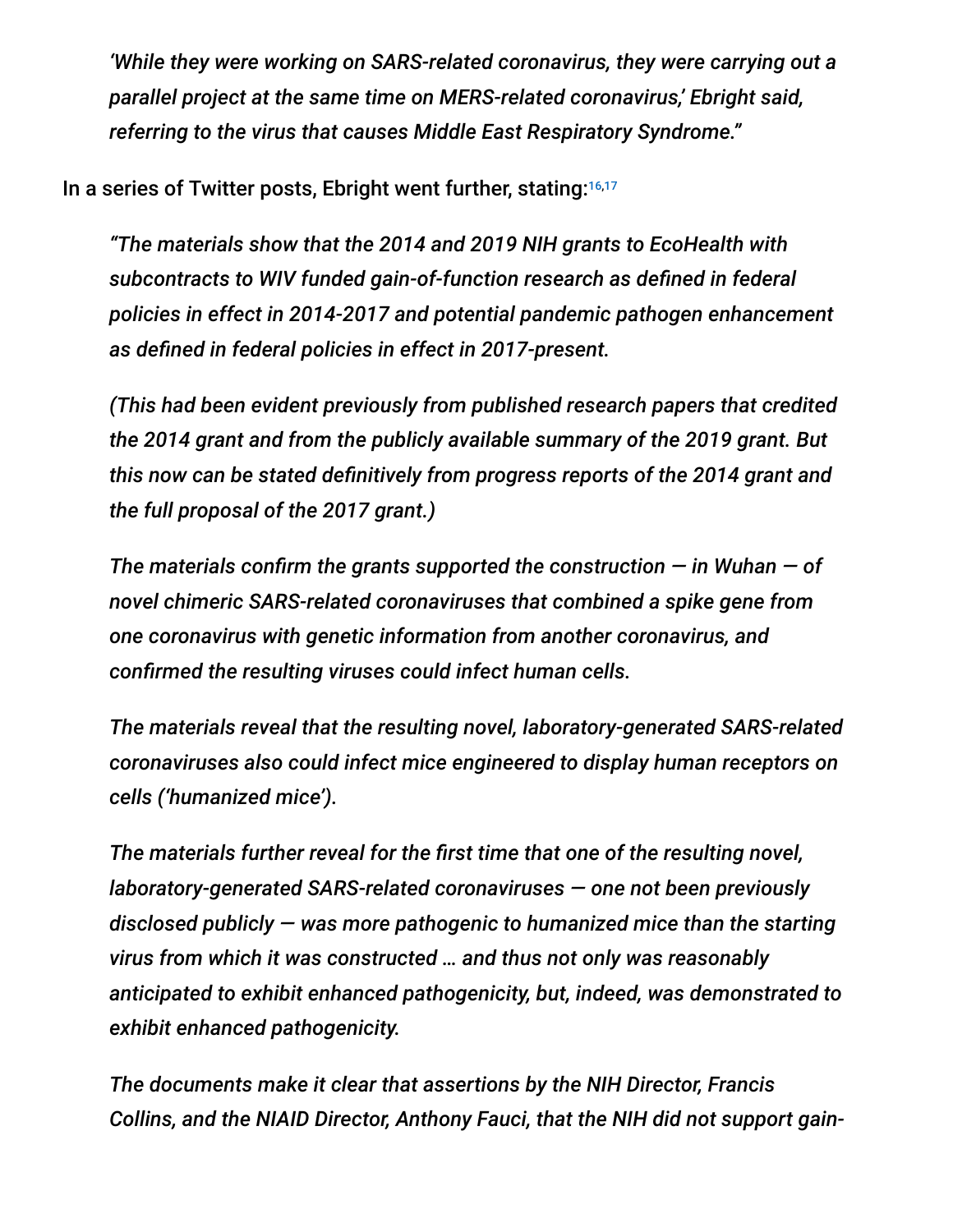*'While they were working on SARS-related coronavirus, they were carrying out a parallel project at the same time on MERS-related coronavirus,' Ebright said, referring to the virus that causes Middle East Respiratory Syndrome."*

In a series of Twitter posts, Ebright went further, stating:[16,17]

> *"The materials show that the 2014 and 2019 NIH grants to EcoHealth with subcontracts to WIV funded gain-of-function research as defined in federal policies in effect in 2014-2017 and potential pandemic pathogen enhancement as defined in federal policies in effect in 2017-present.*
>
> *(This had been evident previously from published research papers that credited the 2014 grant and from the publicly available summary of the 2019 grant. But this now can be stated definitively from progress reports of the 2014 grant and the full proposal of the 2017 grant.)*
>
> *The materials confirm the grants supported the construction — in Wuhan — of novel chimeric SARS-related coronaviruses that combined a spike gene from one coronavirus with genetic information from another coronavirus, and confirmed the resulting viruses could infect human cells.*
>
> *The materials reveal that the resulting novel, laboratory-generated SARS-related coronaviruses also could infect mice engineered to display human receptors on cells ('humanized mice').*
>
> *The materials further reveal for the first time that one of the resulting novel, laboratory-generated SARS-related coronaviruses — one not been previously disclosed publicly — was more pathogenic to humanized mice than the starting virus from which it was constructed … and thus not only was reasonably anticipated to exhibit enhanced pathogenicity, but, indeed, was demonstrated to exhibit enhanced pathogenicity.*
>
> *The documents make it clear that assertions by the NIH Director, Francis Collins, and the NIAID Director, Anthony Fauci, that the NIH did not support gain-*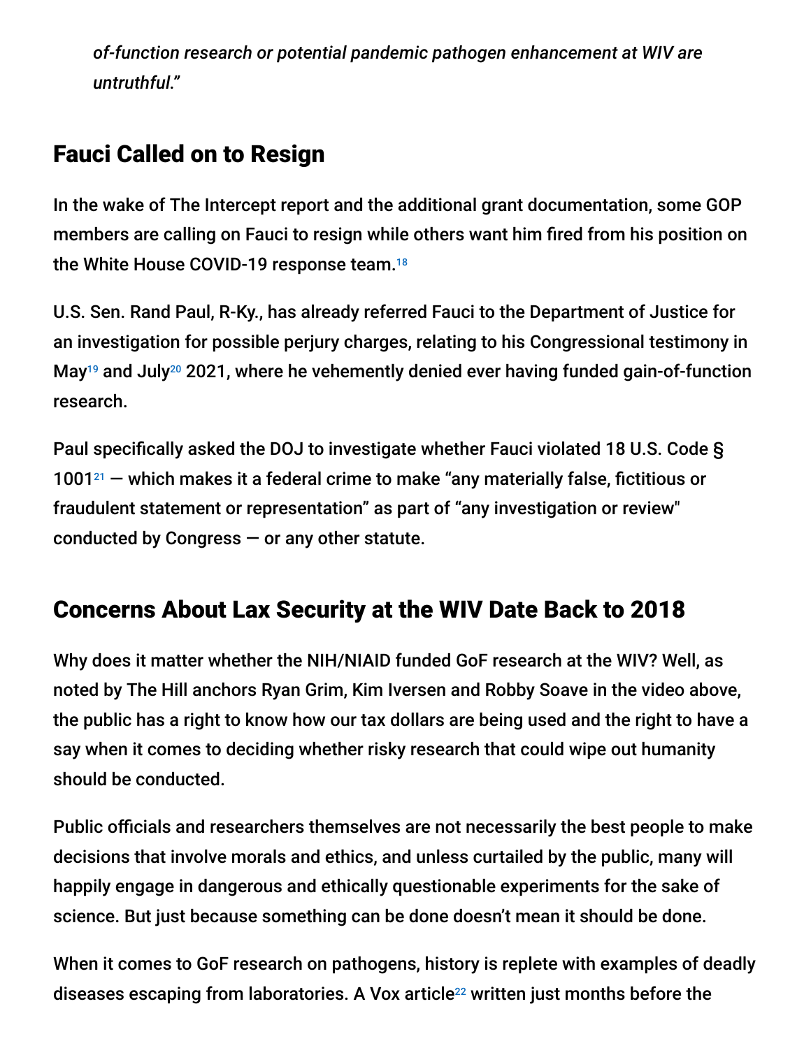*of-function research or potential pandemic pathogen enhancement at WIV are untruthful."*

## Fauci Called on to Resign

In the wake of The Intercept report and the additional grant documentation, some GOP members are calling on Fauci to resign while others want him fired from his position on the White House COVID-19 response team.[18]

U.S. Sen. Rand Paul, R-Ky., has already referred Fauci to the Department of Justice for an investigation for possible perjury charges, relating to his Congressional testimony in May[19] and July[20] 2021, where he vehemently denied ever having funded gain-of-function research.

Paul specifically asked the DOJ to investigate whether Fauci violated 18 U.S. Code § 1001[21] — which makes it a federal crime to make "any materially false, fictitious or fraudulent statement or representation" as part of "any investigation or review" conducted by Congress — or any other statute.

## Concerns About Lax Security at the WIV Date Back to 2018

Why does it matter whether the NIH/NIAID funded GoF research at the WIV? Well, as noted by The Hill anchors Ryan Grim, Kim Iversen and Robby Soave in the video above, the public has a right to know how our tax dollars are being used and the right to have a say when it comes to deciding whether risky research that could wipe out humanity should be conducted.

Public officials and researchers themselves are not necessarily the best people to make decisions that involve morals and ethics, and unless curtailed by the public, many will happily engage in dangerous and ethically questionable experiments for the sake of science. But just because something can be done doesn't mean it should be done.

When it comes to GoF research on pathogens, history is replete with examples of deadly diseases escaping from laboratories. A Vox article[22] written just months before the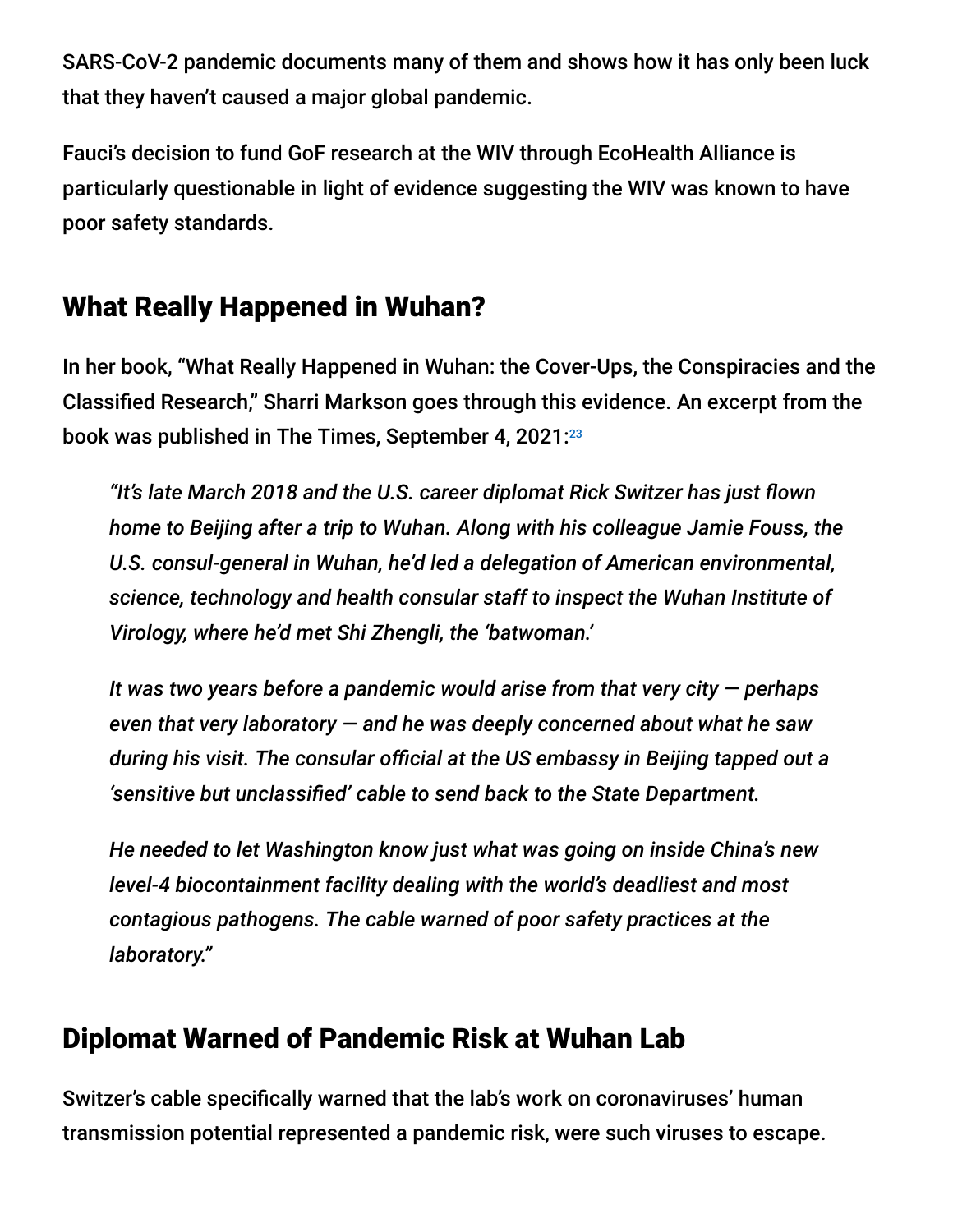SARS-CoV-2 pandemic documents many of them and shows how it has only been luck that they haven't caused a major global pandemic.

Fauci's decision to fund GoF research at the WIV through EcoHealth Alliance is particularly questionable in light of evidence suggesting the WIV was known to have poor safety standards.

## What Really Happened in Wuhan?

In her book, "What Really Happened in Wuhan: the Cover-Ups, the Conspiracies and the Classified Research," Sharri Markson goes through this evidence. An excerpt from the book was published in The Times, September 4, 2021:[23]

> *"It's late March 2018 and the U.S. career diplomat Rick Switzer has just flown home to Beijing after a trip to Wuhan. Along with his colleague Jamie Fouss, the U.S. consul-general in Wuhan, he'd led a delegation of American environmental, science, technology and health consular staff to inspect the Wuhan Institute of Virology, where he'd met Shi Zhengli, the 'batwoman.'*
>
> *It was two years before a pandemic would arise from that very city — perhaps even that very laboratory — and he was deeply concerned about what he saw during his visit. The consular official at the US embassy in Beijing tapped out a 'sensitive but unclassified' cable to send back to the State Department.*
>
> *He needed to let Washington know just what was going on inside China's new level-4 biocontainment facility dealing with the world's deadliest and most contagious pathogens. The cable warned of poor safety practices at the laboratory."*

## Diplomat Warned of Pandemic Risk at Wuhan Lab

Switzer's cable specifically warned that the lab's work on coronaviruses' human transmission potential represented a pandemic risk, were such viruses to escape.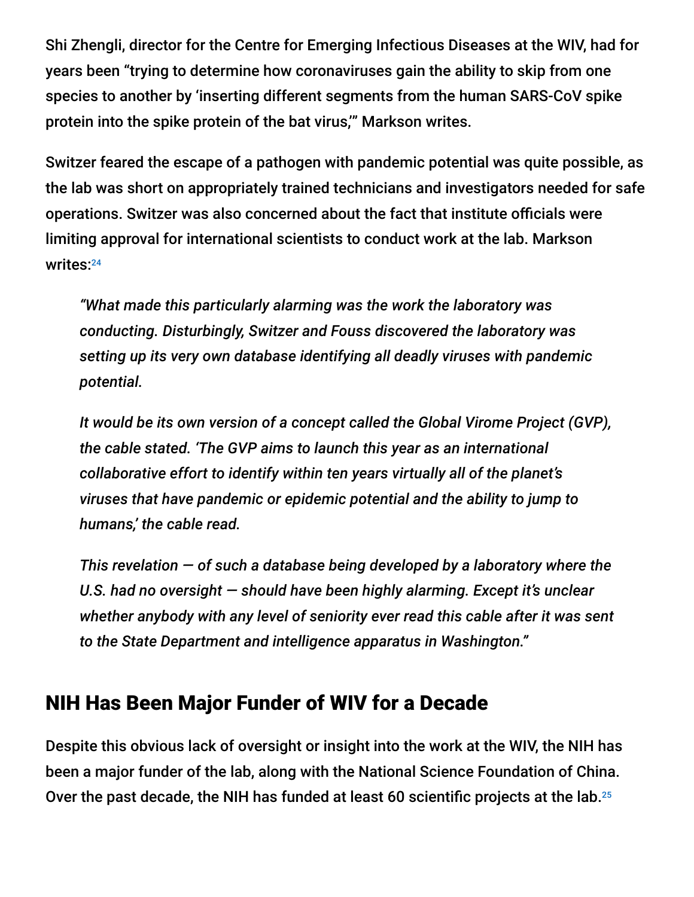Shi Zhengli, director for the Centre for Emerging Infectious Diseases at the WIV, had for years been "trying to determine how coronaviruses gain the ability to skip from one species to another by 'inserting different segments from the human SARS-CoV spike protein into the spike protein of the bat virus,'" Markson writes.

Switzer feared the escape of a pathogen with pandemic potential was quite possible, as the lab was short on appropriately trained technicians and investigators needed for safe operations. Switzer was also concerned about the fact that institute officials were limiting approval for international scientists to conduct work at the lab. Markson writes:[24]

> *"What made this particularly alarming was the work the laboratory was conducting. Disturbingly, Switzer and Fouss discovered the laboratory was setting up its very own database identifying all deadly viruses with pandemic potential.*
>
> *It would be its own version of a concept called the Global Virome Project (GVP), the cable stated. 'The GVP aims to launch this year as an international collaborative effort to identify within ten years virtually all of the planet's viruses that have pandemic or epidemic potential and the ability to jump to humans,' the cable read.*
>
> *This revelation — of such a database being developed by a laboratory where the U.S. had no oversight — should have been highly alarming. Except it's unclear whether anybody with any level of seniority ever read this cable after it was sent to the State Department and intelligence apparatus in Washington."*

## NIH Has Been Major Funder of WIV for a Decade

Despite this obvious lack of oversight or insight into the work at the WIV, the NIH has been a major funder of the lab, along with the National Science Foundation of China. Over the past decade, the NIH has funded at least 60 scientific projects at the lab.[25]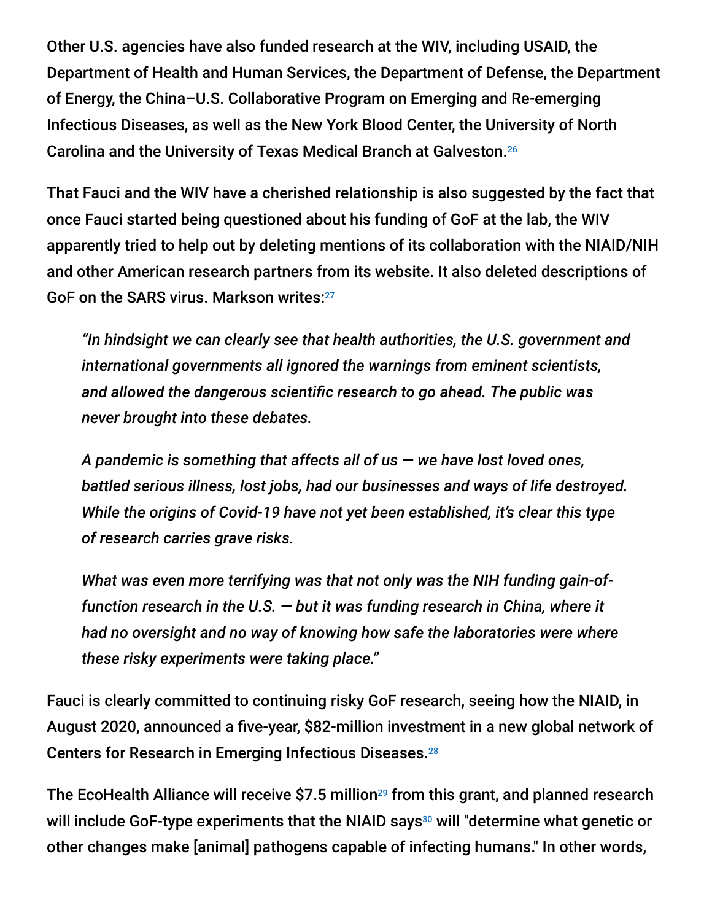Other U.S. agencies have also funded research at the WIV, including USAID, the Department of Health and Human Services, the Department of Defense, the Department of Energy, the China–U.S. Collaborative Program on Emerging and Re-emerging Infectious Diseases, as well as the New York Blood Center, the University of North Carolina and the University of Texas Medical Branch at Galveston.[26]

That Fauci and the WIV have a cherished relationship is also suggested by the fact that once Fauci started being questioned about his funding of GoF at the lab, the WIV apparently tried to help out by deleting mentions of its collaboration with the NIAID/NIH and other American research partners from its website. It also deleted descriptions of GoF on the SARS virus. Markson writes:[27]

> *"In hindsight we can clearly see that health authorities, the U.S. government and international governments all ignored the warnings from eminent scientists, and allowed the dangerous scientific research to go ahead. The public was never brought into these debates.*
>
> *A pandemic is something that affects all of us — we have lost loved ones, battled serious illness, lost jobs, had our businesses and ways of life destroyed. While the origins of Covid-19 have not yet been established, it's clear this type of research carries grave risks.*
>
> *What was even more terrifying was that not only was the NIH funding gain-of-function research in the U.S. — but it was funding research in China, where it had no oversight and no way of knowing how safe the laboratories were where these risky experiments were taking place."*

Fauci is clearly committed to continuing risky GoF research, seeing how the NIAID, in August 2020, announced a five-year, $82-million investment in a new global network of Centers for Research in Emerging Infectious Diseases.[28]

The EcoHealth Alliance will receive $7.5 million[29] from this grant, and planned research will include GoF-type experiments that the NIAID says[30] will "determine what genetic or other changes make [animal] pathogens capable of infecting humans." In other words,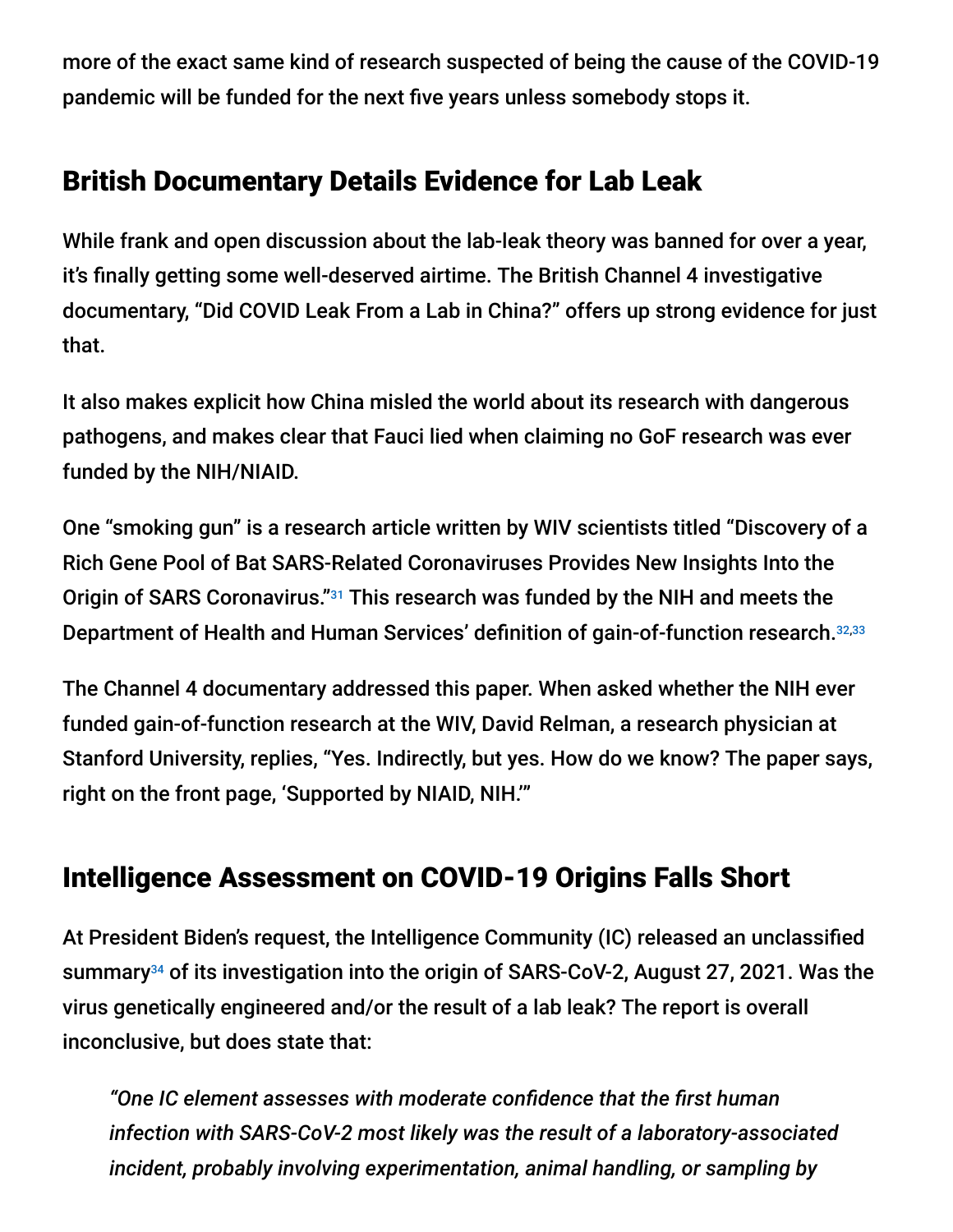more of the exact same kind of research suspected of being the cause of the COVID-19 pandemic will be funded for the next five years unless somebody stops it.

## British Documentary Details Evidence for Lab Leak

While frank and open discussion about the lab-leak theory was banned for over a year, it's finally getting some well-deserved airtime. The British Channel 4 investigative documentary, "Did COVID Leak From a Lab in China?" offers up strong evidence for just that.

It also makes explicit how China misled the world about its research with dangerous pathogens, and makes clear that Fauci lied when claiming no GoF research was ever funded by the NIH/NIAID.

One "smoking gun" is a research article written by WIV scientists titled "Discovery of a Rich Gene Pool of Bat SARS-Related Coronaviruses Provides New Insights Into the Origin of SARS Coronavirus."[31] This research was funded by the NIH and meets the Department of Health and Human Services' definition of gain-of-function research.[32,33]

The Channel 4 documentary addressed this paper. When asked whether the NIH ever funded gain-of-function research at the WIV, David Relman, a research physician at Stanford University, replies, "Yes. Indirectly, but yes. How do we know? The paper says, right on the front page, 'Supported by NIAID, NIH.'"

## Intelligence Assessment on COVID-19 Origins Falls Short

At President Biden's request, the Intelligence Community (IC) released an unclassified summary[34] of its investigation into the origin of SARS-CoV-2, August 27, 2021. Was the virus genetically engineered and/or the result of a lab leak? The report is overall inconclusive, but does state that:

> *"One IC element assesses with moderate confidence that the first human infection with SARS-CoV-2 most likely was the result of a laboratory-associated incident, probably involving experimentation, animal handling, or sampling by*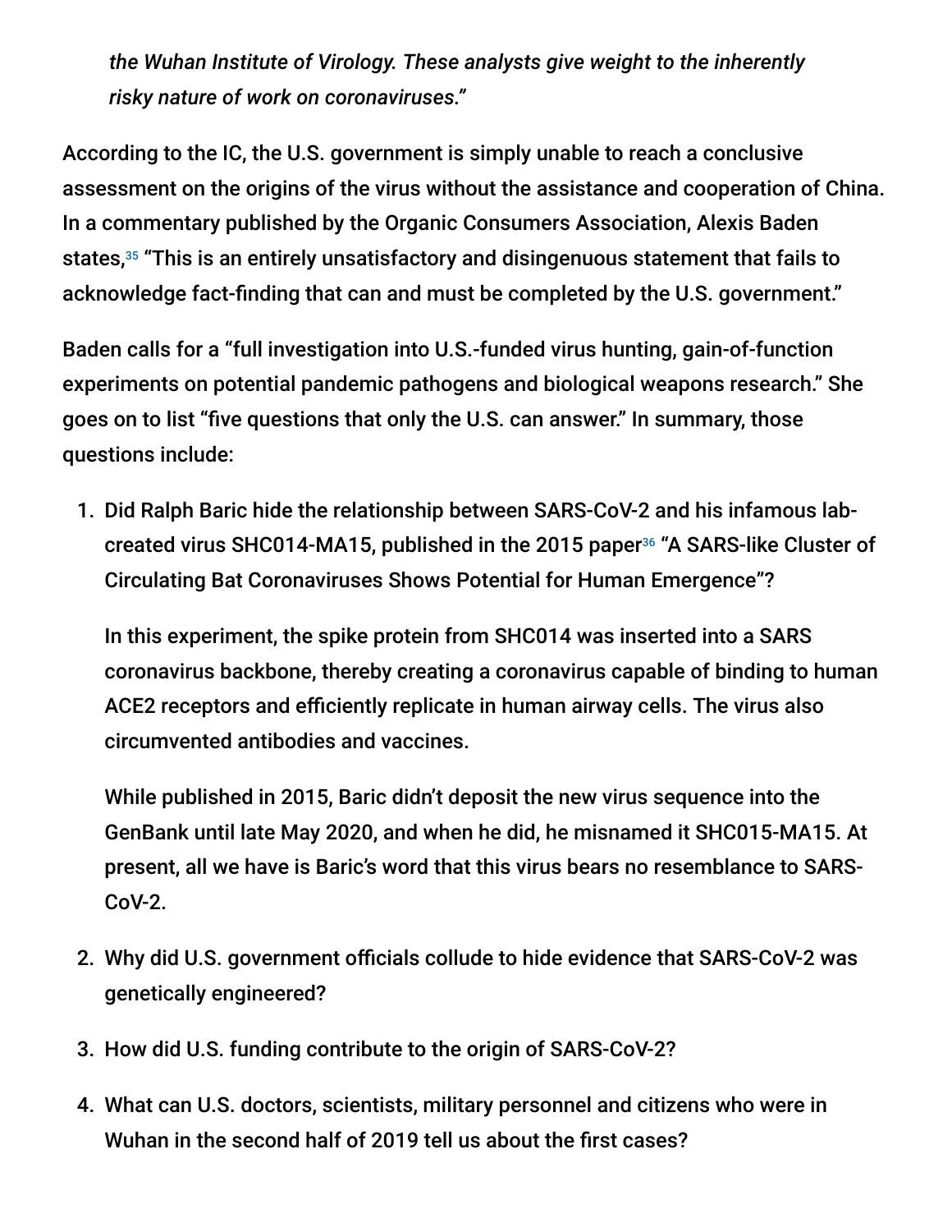*the Wuhan Institute of Virology. These analysts give weight to the inherently risky nature of work on coronaviruses."*

According to the IC, the U.S. government is simply unable to reach a conclusive assessment on the origins of the virus without the assistance and cooperation of China. In a commentary published by the Organic Consumers Association, Alexis Baden states,[35] "This is an entirely unsatisfactory and disingenuous statement that fails to acknowledge fact-finding that can and must be completed by the U.S. government."

Baden calls for a "full investigation into U.S.-funded virus hunting, gain-of-function experiments on potential pandemic pathogens and biological weapons research." She goes on to list "five questions that only the U.S. can answer." In summary, those questions include:

1. Did Ralph Baric hide the relationship between SARS-CoV-2 and his infamous lab-created virus SHC014-MA15, published in the 2015 paper[36] "A SARS-like Cluster of Circulating Bat Coronaviruses Shows Potential for Human Emergence"?

   In this experiment, the spike protein from SHC014 was inserted into a SARS coronavirus backbone, thereby creating a coronavirus capable of binding to human ACE2 receptors and efficiently replicate in human airway cells. The virus also circumvented antibodies and vaccines.

   While published in 2015, Baric didn't deposit the new virus sequence into the GenBank until late May 2020, and when he did, he misnamed it SHC015-MA15. At present, all we have is Baric's word that this virus bears no resemblance to SARS-CoV-2.

2. Why did U.S. government officials collude to hide evidence that SARS-CoV-2 was genetically engineered?

3. How did U.S. funding contribute to the origin of SARS-CoV-2?

4. What can U.S. doctors, scientists, military personnel and citizens who were in Wuhan in the second half of 2019 tell us about the first cases?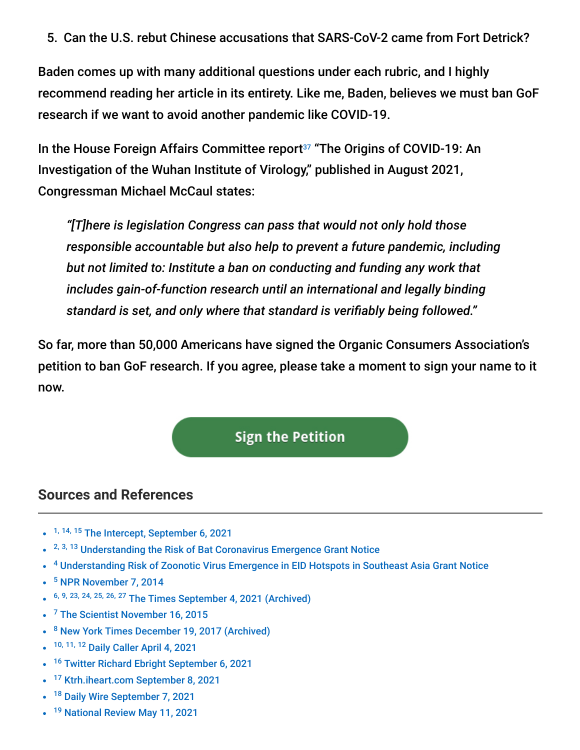5. Can the U.S. rebut Chinese accusations that SARS-CoV-2 came from Fort Detrick?

Baden comes up with many additional questions under each rubric, and I highly recommend reading her article in its entirety. Like me, Baden, believes we must ban GoF research if we want to avoid another pandemic like COVID-19.

In the House Foreign Affairs Committee report[37] "The Origins of COVID-19: An Investigation of the Wuhan Institute of Virology," published in August 2021, Congressman Michael McCaul states:

> *"[T]here is legislation Congress can pass that would not only hold those responsible accountable but also help to prevent a future pandemic, including but not limited to: Institute a ban on conducting and funding any work that includes gain-of-function research until an international and legally binding standard is set, and only where that standard is verifiably being followed."*

So far, more than 50,000 Americans have signed the Organic Consumers Association's petition to ban GoF research. If you agree, please take a moment to sign your name to it now.

Sign the Petition

## Sources and References

- [1, 14, 15] The Intercept, September 6, 2021
- [2, 3, 13] Understanding the Risk of Bat Coronavirus Emergence Grant Notice
- [4] Understanding Risk of Zoonotic Virus Emergence in EID Hotspots in Southeast Asia Grant Notice
- [5] NPR November 7, 2014
- [6, 9, 23, 24, 25, 26, 27] The Times September 4, 2021 (Archived)
- [7] The Scientist November 16, 2015
- [8] New York Times December 19, 2017 (Archived)
- [10, 11, 12] Daily Caller April 4, 2021
- [16] Twitter Richard Ebright September 6, 2021
- [17] Ktrh.iheart.com September 8, 2021
- [18] Daily Wire September 7, 2021
- [19] National Review May 11, 2021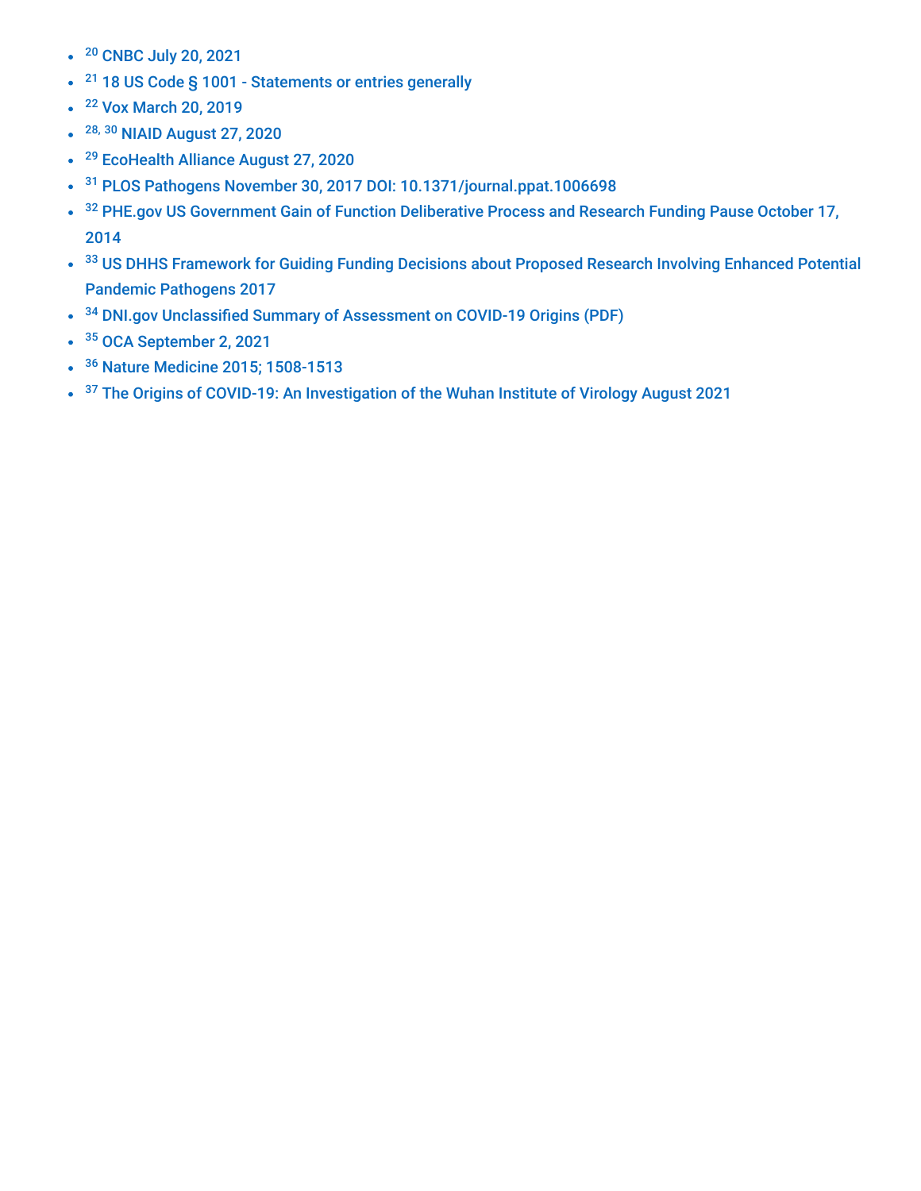- [20] CNBC July 20, 2021
- [21] 18 US Code § 1001 - Statements or entries generally
- [22] Vox March 20, 2019
- [28, 30] NIAID August 27, 2020
- [29] EcoHealth Alliance August 27, 2020
- [31] PLOS Pathogens November 30, 2017 DOI: 10.1371/journal.ppat.1006698
- [32] PHE.gov US Government Gain of Function Deliberative Process and Research Funding Pause October 17, 2014
- [33] US DHHS Framework for Guiding Funding Decisions about Proposed Research Involving Enhanced Potential Pandemic Pathogens 2017
- [34] DNI.gov Unclassified Summary of Assessment on COVID-19 Origins (PDF)
- [35] OCA September 2, 2021
- [36] Nature Medicine 2015; 1508-1513
- [37] The Origins of COVID-19: An Investigation of the Wuhan Institute of Virology August 2021